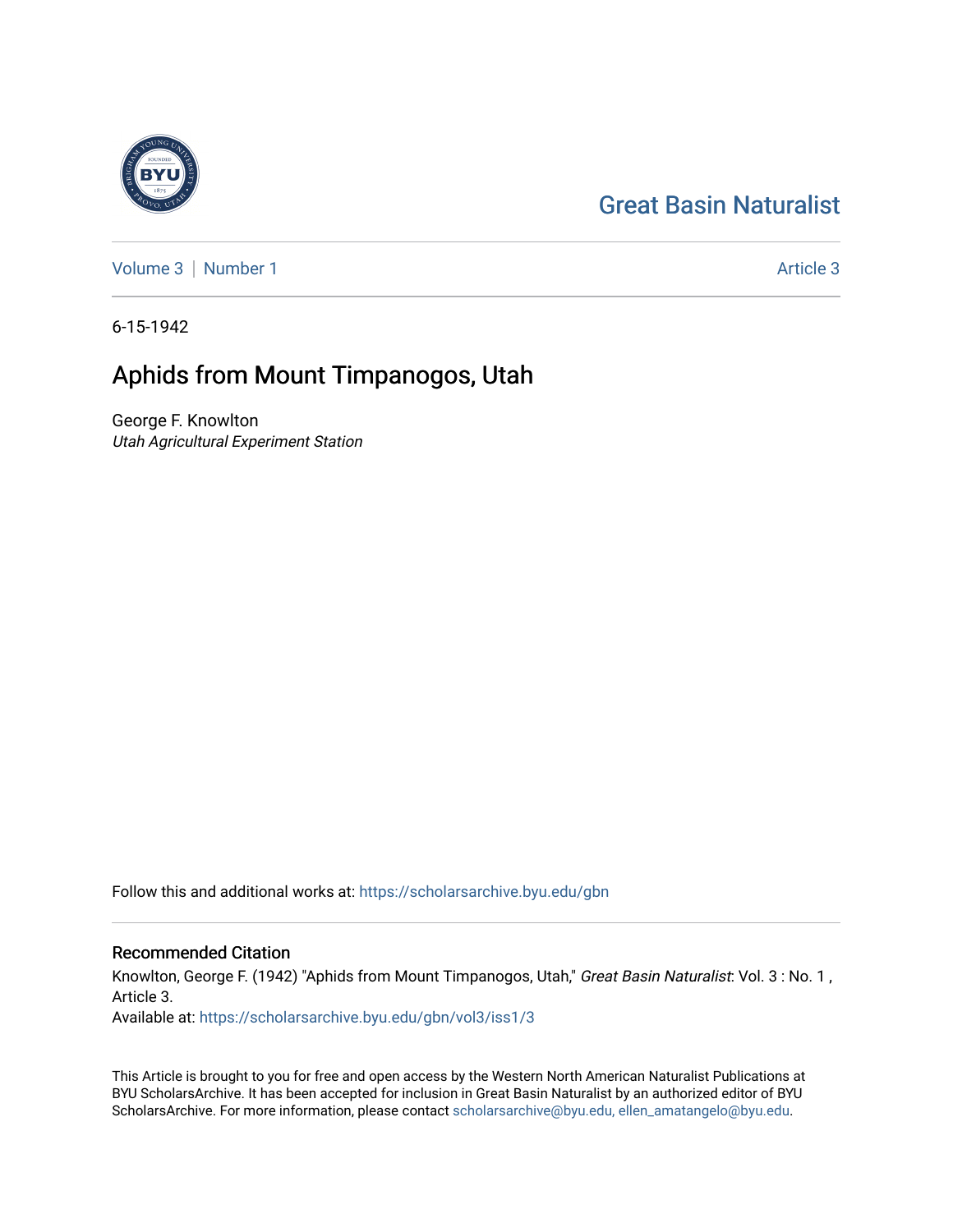Great Basin Naturalist

Volume 3 | Number 1 Article 3

6-15-1942

# Aphids from Mount Timpanogos, Utah

George F. Knowlton
*Utah Agricultural Experiment Station*

Follow this and additional works at: https://scholarsarchive.byu.edu/gbn

## Recommended Citation

Knowlton, George F. (1942) "Aphids from Mount Timpanogos, Utah," *Great Basin Naturalist*: Vol. 3 : No. 1 , Article 3.
Available at: https://scholarsarchive.byu.edu/gbn/vol3/iss1/3

This Article is brought to you for free and open access by the Western North American Naturalist Publications at BYU ScholarsArchive. It has been accepted for inclusion in Great Basin Naturalist by an authorized editor of BYU ScholarsArchive. For more information, please contact scholarsarchive@byu.edu, ellen_amatangelo@byu.edu.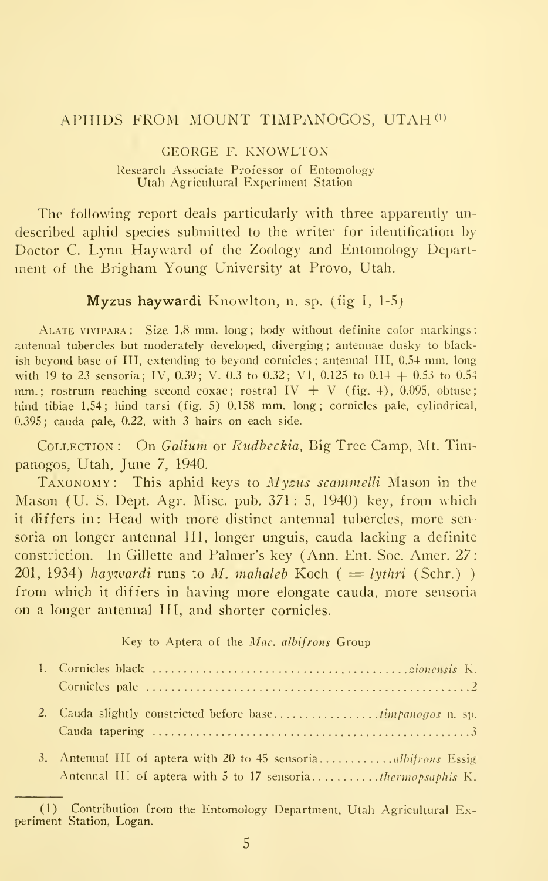# APHIDS FROM MOUNT TIMPANOGOS, UTAH [1]

GEORGE F. KNOWLTON

Research Associate Professor of Entomology
Utah Agricultural Experiment Station

The following report deals particularly with three apparently undescribed aphid species submitted to the writer for identification by Doctor C. Lynn Hayward of the Zoology and Entomology Department of the Brigham Young University at Provo, Utah.

## **Myzus haywardi** Knowlton, n. sp. (fig I, 1-5)

ALATE VIVIPARA: Size 1.8 mm. long; body without definite color markings: antennal tubercles but moderately developed, diverging; antennae dusky to blackish beyond base of III, extending to beyond cornicles; antennal III, 0.54 mm. long with 19 to 23 sensoria; IV, 0.39; V. 0.3 to 0.32; VI, 0.125 to 0.14 + 0.53 to 0.54 mm.; rostrum reaching second coxae; rostral IV + V (fig. 4), 0.095, obtuse; hind tibiae 1.54; hind tarsi (fig. 5) 0.158 mm. long; cornicles pale, cylindrical, 0.395; cauda pale, 0.22, with 3 hairs on each side.

COLLECTION: On *Galium* or *Rudbeckia*, Big Tree Camp, Mt. Timpanogos, Utah, June 7, 1940.

TAXONOMY: This aphid keys to *Myzus scammelli* Mason in the Mason (U. S. Dept. Agr. Misc. pub. 371: 5, 1940) key, from which it differs in: Head with more distinct antennal tubercles, more sensoria on longer antennal III, longer unguis, cauda lacking a definite constriction. In Gillette and Palmer's key (Ann. Ent. Soc. Amer. 27: 201, 1934) *haywardi* runs to *M. mahaleb* Koch ( = *lythri* (Schr.) ) from which it differs in having more elongate cauda, more sensoria on a longer antennal III, and shorter cornicles.

Key to Aptera of the *Mac. albifrons* Group

1. Cornicles black ........................................... *zionensis* K.
   Cornicles pale ........................................... 2
2. Cauda slightly constricted before base ................. *timpanogos* n. sp.
   Cauda tapering ........................................... 3
3. Antennal III of aptera with 20 to 45 sensoria ............ *albifrons* Essig
   Antennal III of aptera with 5 to 17 sensoria ........... *thermopsaphis* K.

---

[1] Contribution from the Entomology Department, Utah Agricultural Experiment Station, Logan.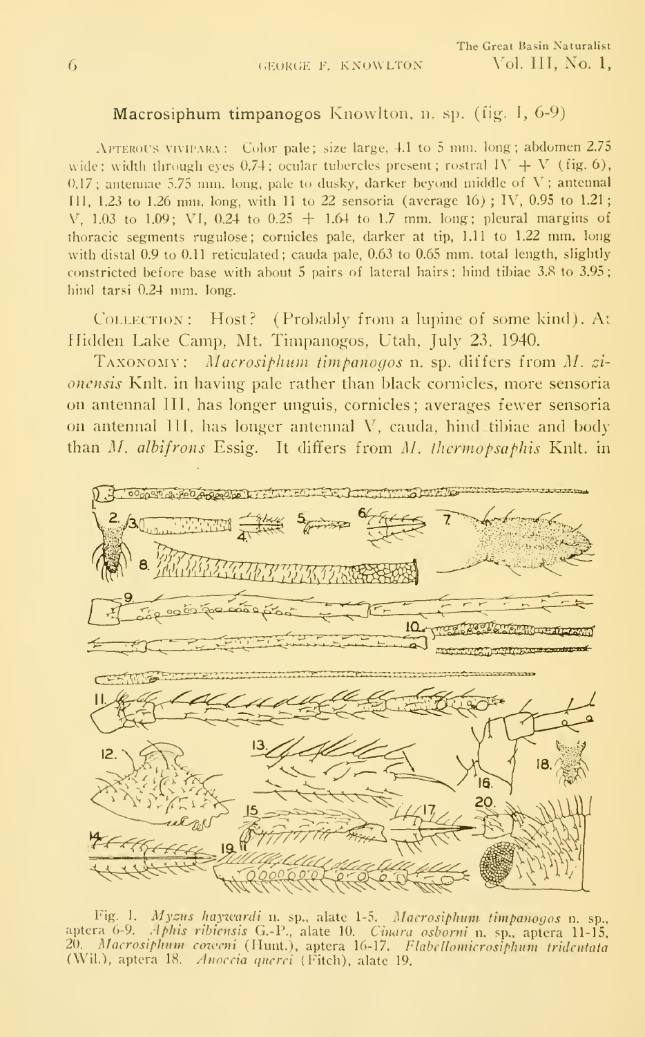## Macrosiphum timpanogos Knowlton, n. sp. (fig. 1, 6-9)

Apterous vivipara: Color pale; size large, 4.1 to 5 mm. long; abdomen 2.75 wide; width through eyes 0.74; ocular tubercles present; rostral IV + V (fig. 6), 0.17; antennae 5.75 mm. long, pale to dusky, darker beyond middle of V; antennal III, 1.23 to 1.26 mm. long, with 11 to 22 sensoria (average 16); IV, 0.95 to 1.21; V, 1.03 to 1.09; VI, 0.24 to 0.25 + 1.64 to 1.7 mm. long; pleural margins of thoracic segments rugulose; cornicles pale, darker at tip, 1.11 to 1.22 mm. long with distal 0.9 to 0.11 reticulated; cauda pale, 0.63 to 0.65 mm. total length, slightly constricted before base with about 5 pairs of lateral hairs; hind tibiae 3.8 to 3.95; hind tarsi 0.24 mm. long.

Collection: Host? (Probably from a lupine of some kind). At Hidden Lake Camp, Mt. Timpanogos, Utah, July 23, 1940.

Taxonomy: *Macrosiphum timpanogos* n. sp. differs from *M. zionensis* Knlt. in having pale rather than black cornicles, more sensoria on antennal III, has longer unguis, cornicles; averages fewer sensoria on antennal III, has longer antennal V, cauda, hind tibiae and body than *M. albifrons* Essig. It differs from *M. thermopsaphis* Knlt. in

Fig. 1. *Myzus haywardi* n. sp., alate 1-5. *Macrosiphum timpanogos* n. sp., aptera 6-9. *Aphis ribiensis* G.-P., alate 10. *Cinara osborni* n. sp., aptera 11-15, 20. *Macrosiphum coweni* (Hunt.), aptera 16-17. *Flabellomicrosiphum tridentata* (Wil.), aptera 18. *Anoecia querci* (Fitch), alate 19.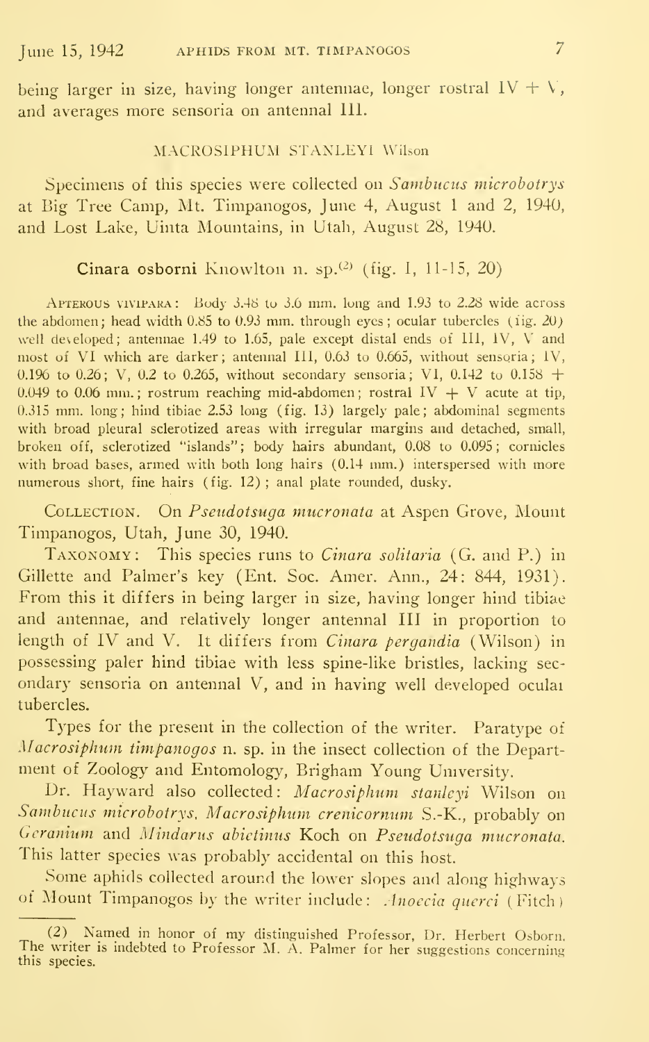being larger in size, having longer antennae, longer rostral IV + V, and averages more sensoria on antennal III.

### MACROSIPHUM STANLEYI Wilson

Specimens of this species were collected on *Sambucus microbotrys* at Big Tree Camp, Mt. Timpanogos, June 4, August 1 and 2, 1940, and Lost Lake, Uinta Mountains, in Utah, August 28, 1940.

### Cinara osborni Knowlton n. sp.[2] (fig. I, 11-15, 20)

APTEROUS VIVIPARA: Body 3.48 to 3.6 mm. long and 1.93 to 2.28 wide across the abdomen; head width 0.85 to 0.93 mm. through eyes; ocular tubercles (fig. 20) well developed; antennae 1.49 to 1.65, pale except distal ends of III, IV, V and most of VI which are darker; antennal III, 0.63 to 0.665, without sensoria; IV, 0.196 to 0.26; V, 0.2 to 0.265, without secondary sensoria; VI, 0.142 to 0.158 + 0.049 to 0.06 mm.; rostrum reaching mid-abdomen; rostral IV + V acute at tip, 0.315 mm. long; hind tibiae 2.53 long (fig. 13) largely pale; abdominal segments with broad pleural sclerotized areas with irregular margins and detached, small, broken off, sclerotized "islands"; body hairs abundant, 0.08 to 0.095; cornicles with broad bases, armed with both long hairs (0.14 mm.) interspersed with more numerous short, fine hairs (fig. 12); anal plate rounded, dusky.

COLLECTION. On *Pseudotsuga mucronata* at Aspen Grove, Mount Timpanogos, Utah, June 30, 1940.

TAXONOMY: This species runs to *Cinara solitaria* (G. and P.) in Gillette and Palmer's key (Ent. Soc. Amer. Ann., 24: 844, 1931). From this it differs in being larger in size, having longer hind tibiae and antennae, and relatively longer antennal III in proportion to length of IV and V. It differs from *Cinara pergandia* (Wilson) in possessing paler hind tibiae with less spine-like bristles, lacking secondary sensoria on antennal V, and in having well developed ocular tubercles.

Types for the present in the collection of the writer. Paratype of *Macrosiphum timpanogos* n. sp. in the insect collection of the Department of Zoology and Entomology, Brigham Young University.

Dr. Hayward also collected: *Macrosiphum stanleyi* Wilson on *Sambucus microbotrys*, *Macrosiphum crenicornum* S.-K., probably on *Geranium* and *Mindarus abietinus* Koch on *Pseudotsuga mucronata*. This latter species was probably accidental on this host.

Some aphids collected around the lower slopes and along highways of Mount Timpanogos by the writer include: *Anoecia querci* (Fitch)

---

(2) Named in honor of my distinguished Professor, Dr. Herbert Osborn. The writer is indebted to Professor M. A. Palmer for her suggestions concerning this species.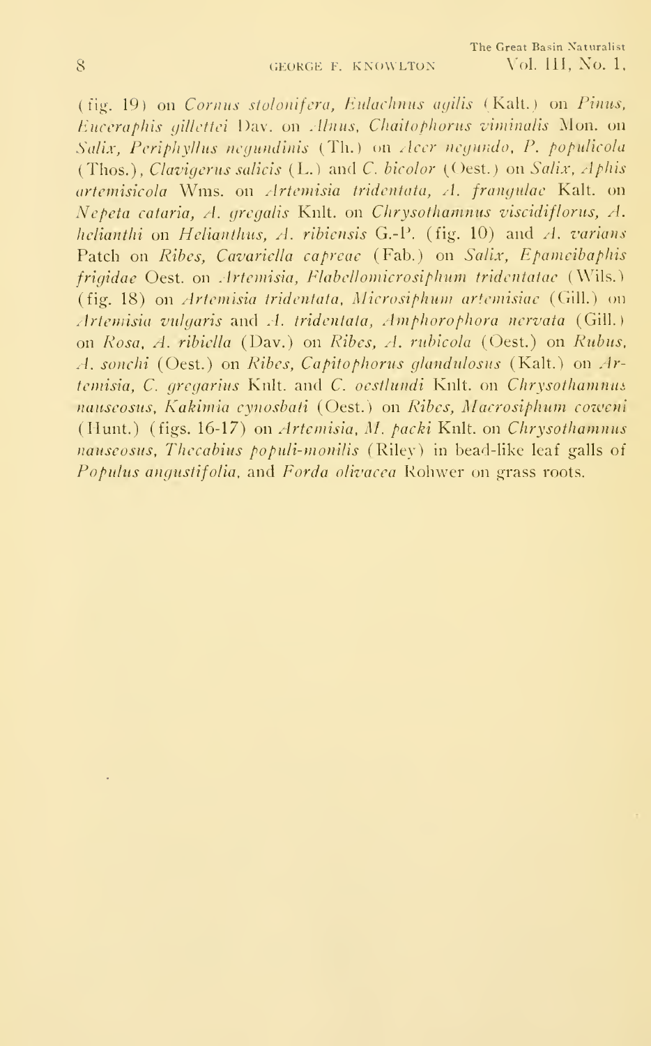(fig. 19) on *Cornus stolonifera*, *Eulachnus agilis* (Kalt.) on *Pinus*, *Euceraphis gillettei* Dav. on *Alnus*, *Chaitophorus viminalis* Mon. on *Salix*, *Periphyllus negundinis* (Th.) on *Acer negundo*, *P. populicola* (Thos.), *Clavigerus salicis* (L.) and *C. bicolor* (Oest.) on *Salix*, *Aphis artemisicola* Wms. on *Artemisia tridentata*, *A. frangulae* Kalt. on *Nepeta cataria*, *A. gregalis* Knlt. on *Chrysothamnus viscidiflorus*, *A. helianthi* on *Helianthus*, *A. ribiensis* G.-P. (fig. 10) and *A. varians* Patch on *Ribes*, *Cavariella capreae* (Fab.) on *Salix*, *Epameibaphis frigidae* Oest. on *Artemisia*, *Flabellomicrosiphum tridentatae* (Wils.) (fig. 18) on *Artemisia tridentata*, *Microsiphum artemisiae* (Gill.) on *Artemisia vulgaris* and *A. tridentata*, *Amphorophora nervata* (Gill.) on *Rosa*, *A. ribiella* (Dav.) on *Ribes*, *A. rubicola* (Oest.) on *Rubus*, *A. sonchi* (Oest.) on *Ribes*, *Capitophorus glandulosus* (Kalt.) on *Artemisia*, *C. gregarius* Knlt. and *C. oestlundi* Knlt. on *Chrysothamnus nauseosus*, *Kakimia cynosbati* (Oest.) on *Ribes*, *Macrosiphum coweni* (Hunt.) (figs. 16-17) on *Artemisia*, *M. packi* Knlt. on *Chrysothamnus nauseosus*, *Thecabius populi-monilis* (Riley) in bead-like leaf galls of *Populus angustifolia*, and *Forda olivacea* Rohwer on grass roots.